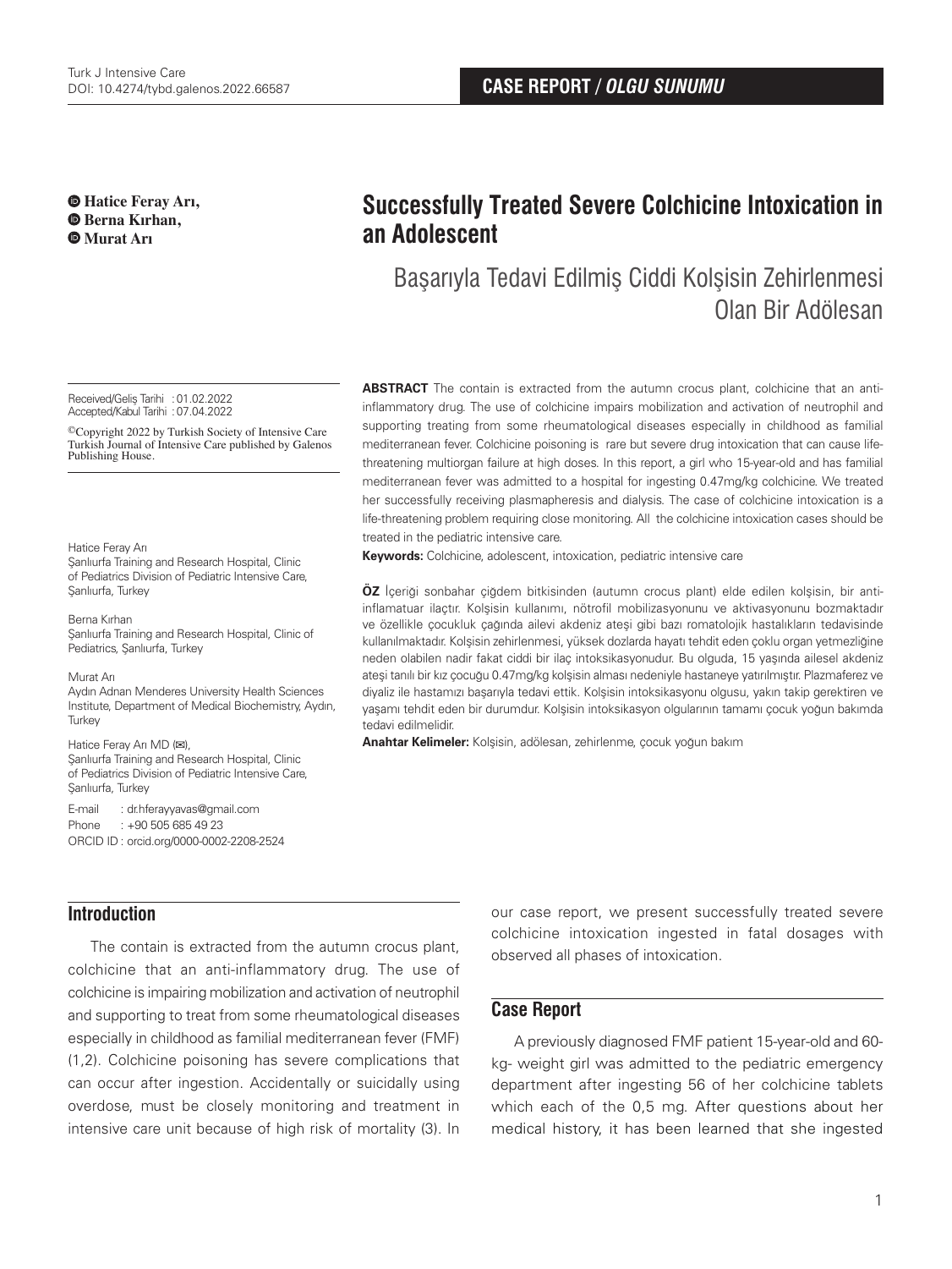# Successfully Treated Severe Colchicine Intoxication in an Adolescent

## Başarıyla Tedavi Edilmiş Ciddi Kolşisin Zehirlenmesi Olan Bir Adölesan

**Hatice Feray Arı, Berna Kırhan, Murat Arı**

Received/Geliş Tarihi : 01.02.2022
Accepted/Kabul Tarihi : 07.04.2022

©Copyright 2022 by Turkish Society of Intensive Care
Turkish Journal of Intensive Care published by Galenos Publishing House.

Hatice Feray Arı
Şanlıurfa Training and Research Hospital, Clinic of Pediatrics Division of Pediatric Intensive Care, Şanlıurfa, Turkey

Berna Kırhan
Şanlıurfa Training and Research Hospital, Clinic of Pediatrics, Şanlıurfa, Turkey

Murat Arı
Aydın Adnan Menderes University Health Sciences Institute, Department of Medical Biochemistry, Aydın, Turkey

Hatice Feray Arı MD (✉),
Şanlıurfa Training and Research Hospital, Clinic of Pediatrics Division of Pediatric Intensive Care, Şanlıurfa, Turkey

E-mail : dr.hferayyavas@gmail.com
Phone : +90 505 685 49 23
ORCID ID : orcid.org/0000-0002-2208-2524

**ABSTRACT** The contain is extracted from the autumn crocus plant, colchicine that an anti-inflammatory drug. The use of colchicine impairs mobilization and activation of neutrophil and supporting treating from some rheumatological diseases especially in childhood as familial mediterranean fever. Colchicine poisoning is rare but severe drug intoxication that can cause life-threatening multiorgan failure at high doses. In this report, a girl who 15-year-old and has familial mediterranean fever was admitted to a hospital for ingesting 0.47mg/kg colchicine. We treated her successfully receiving plasmapheresis and dialysis. The case of colchicine intoxication is a life-threatening problem requiring close monitoring. All the colchicine intoxication cases should be treated in the pediatric intensive care.

**Keywords:** Colchicine, adolescent, intoxication, pediatric intensive care

**ÖZ** İçeriği sonbahar çiğdem bitkisinden (autumn crocus plant) elde edilen kolşisin, bir anti-inflamatuar ilaçtır. Kolşisin kullanımı, nötrofil mobilizasyonunu ve aktivasyonunu bozmaktadır ve özellikle çocukluk çağında ailevi akdeniz ateşi gibi bazı romatolojik hastalıkların tedavisinde kullanılmaktadır. Kolşisin zehirlenmesi, yüksek dozlarda hayatı tehdit eden çoklu organ yetmezliğine neden olabilen nadir fakat ciddi bir ilaç intoksikasyonudur. Bu olguda, 15 yaşında ailesel akdeniz ateşi tanılı bir kız çocuğu 0.47mg/kg kolşisin alması nedeniyle hastaneye yatırılmıştır. Plazmaferez ve diyaliz ile hastamızı başarıyla tedavi ettik. Kolşisin intoksikasyonu olgusu, yakın takip gerektiren ve yaşamı tehdit eden bir durumdur. Kolşisin intoksikasyon olgularının tamamı çocuk yoğun bakımda tedavi edilmelidir.

**Anahtar Kelimeler:** Kolşisin, adölesan, zehirlenme, çocuk yoğun bakım

## Introduction

The contain is extracted from the autumn crocus plant, colchicine that an anti-inflammatory drug. The use of colchicine is impairing mobilization and activation of neutrophil and supporting to treat from some rheumatological diseases especially in childhood as familial mediterranean fever (FMF) (1,2). Colchicine poisoning has severe complications that can occur after ingestion. Accidentally or suicidally using overdose, must be closely monitoring and treatment in intensive care unit because of high risk of mortality (3). In our case report, we present successfully treated severe colchicine intoxication ingested in fatal dosages with observed all phases of intoxication.

## Case Report

A previously diagnosed FMF patient 15-year-old and 60-kg- weight girl was admitted to the pediatric emergency department after ingesting 56 of her colchicine tablets which each of the 0,5 mg. After questions about her medical history, it has been learned that she ingested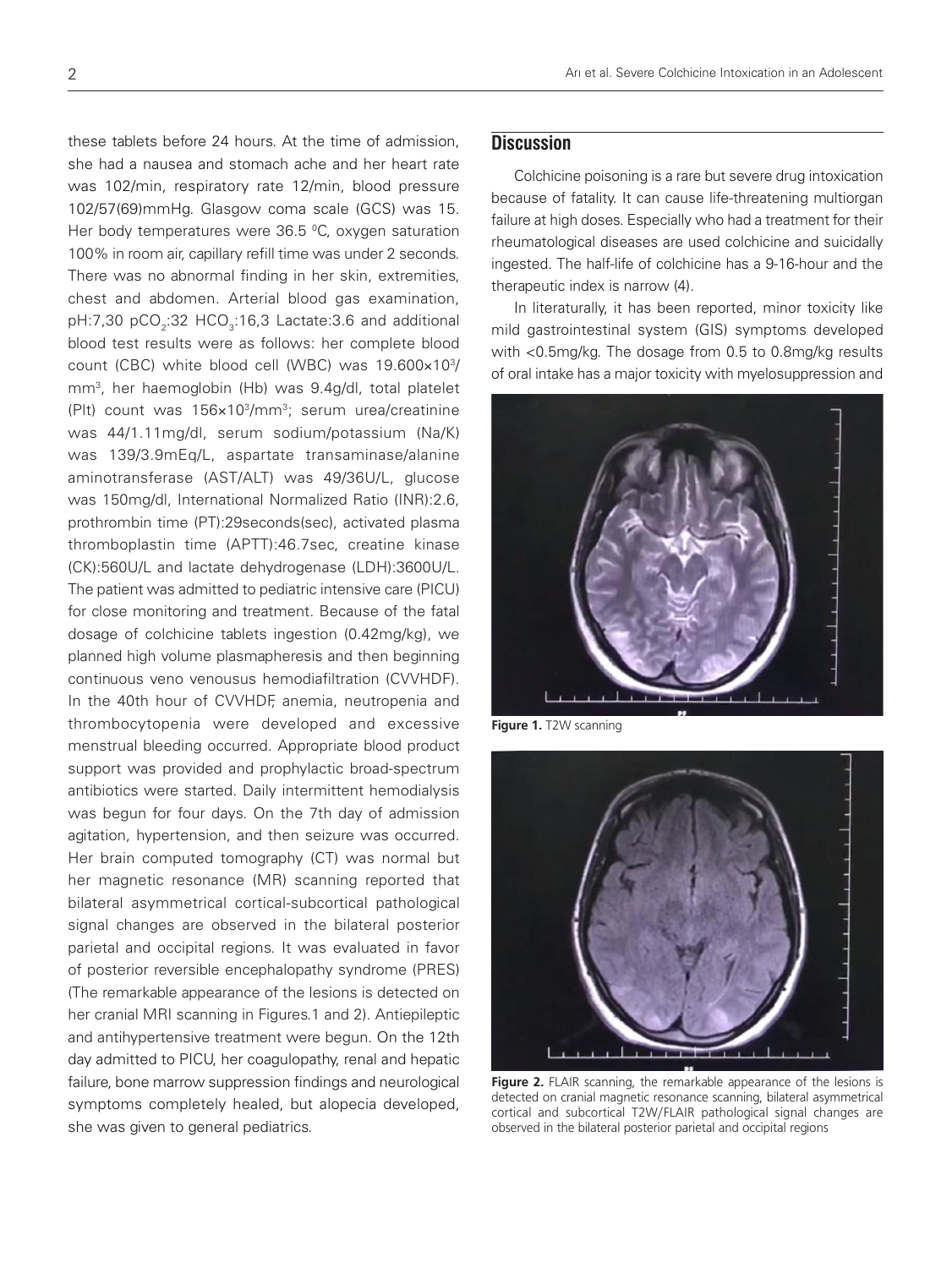these tablets before 24 hours. At the time of admission, she had a nausea and stomach ache and her heart rate was 102/min, respiratory rate 12/min, blood pressure 102/57(69)mmHg. Glasgow coma scale (GCS) was 15. Her body temperatures were 36.5 $^{0}$C, oxygen saturation 100% in room air, capillary refill time was under 2 seconds. There was no abnormal finding in her skin, extremities, chest and abdomen. Arterial blood gas examination, pH:7,30 $pCO_2$:32 $HCO_3$:16,3 Lactate:3.6 and additional blood test results were as follows: her complete blood count (CBC) white blood cell (WBC) was 19.600×$10^3$/$mm^3$, her haemoglobin (Hb) was 9.4g/dl, total platelet (Plt) count was 156×$10^3$/$mm^3$; serum urea/creatinine was 44/1.11mg/dl, serum sodium/potassium (Na/K) was 139/3.9mEq/L, aspartate transaminase/alanine aminotransferase (AST/ALT) was 49/36U/L, glucose was 150mg/dl, International Normalized Ratio (INR):2.6, prothrombin time (PT):29seconds(sec), activated plasma thromboplastin time (APTT):46.7sec, creatine kinase (CK):560U/L and lactate dehydrogenase (LDH):3600U/L. The patient was admitted to pediatric intensive care (PICU) for close monitoring and treatment. Because of the fatal dosage of colchicine tablets ingestion (0.42mg/kg), we planned high volume plasmapheresis and then beginning continuous veno venousus hemodiafiltration (CVVHDF). In the 40th hour of CVVHDF, anemia, neutropenia and thrombocytopenia were developed and excessive menstrual bleeding occurred. Appropriate blood product support was provided and prophylactic broad-spectrum antibiotics were started. Daily intermittent hemodialysis was begun for four days. On the 7th day of admission agitation, hypertension, and then seizure was occurred. Her brain computed tomography (CT) was normal but her magnetic resonance (MR) scanning reported that bilateral asymmetrical cortical-subcortical pathological signal changes are observed in the bilateral posterior parietal and occipital regions. It was evaluated in favor of posterior reversible encephalopathy syndrome (PRES) (The remarkable appearance of the lesions is detected on her cranial MRI scanning in Figures.1 and 2). Antiepileptic and antihypertensive treatment were begun. On the 12th day admitted to PICU, her coagulopathy, renal and hepatic failure, bone marrow suppression findings and neurological symptoms completely healed, but alopecia developed, she was given to general pediatrics.

## Discussion

Colchicine poisoning is a rare but severe drug intoxication because of fatality. It can cause life-threatening multiorgan failure at high doses. Especially who had a treatment for their rheumatological diseases are used colchicine and suicidally ingested. The half-life of colchicine has a 9-16-hour and the therapeutic index is narrow (4).

In literaturally, it has been reported, minor toxicity like mild gastrointestinal system (GIS) symptoms developed with <0.5mg/kg. The dosage from 0.5 to 0.8mg/kg results of oral intake has a major toxicity with myelosuppression and

**Figure 1.** T2W scanning

**Figure 2.** FLAIR scanning, the remarkable appearance of the lesions is detected on cranial magnetic resonance scanning, bilateral asymmetrical cortical and subcortical T2W/FLAIR pathological signal changes are observed in the bilateral posterior parietal and occipital regions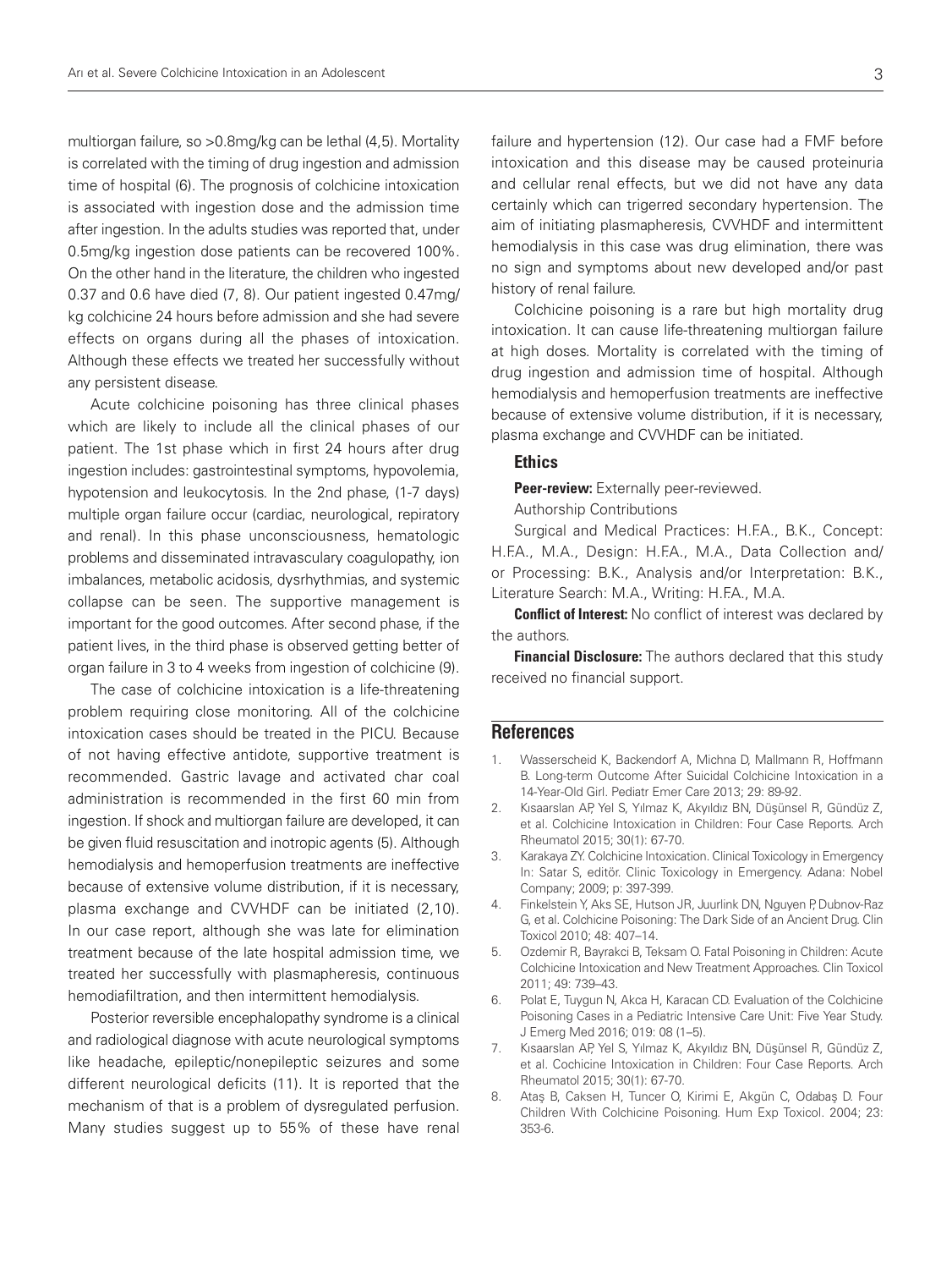multiorgan failure, so >0.8mg/kg can be lethal (4,5). Mortality is correlated with the timing of drug ingestion and admission time of hospital (6). The prognosis of colchicine intoxication is associated with ingestion dose and the admission time after ingestion. In the adults studies was reported that, under 0.5mg/kg ingestion dose patients can be recovered 100%. On the other hand in the literature, the children who ingested 0.37 and 0.6 have died (7, 8). Our patient ingested 0.47mg/kg colchicine 24 hours before admission and she had severe effects on organs during all the phases of intoxication. Although these effects we treated her successfully without any persistent disease.

Acute colchicine poisoning has three clinical phases which are likely to include all the clinical phases of our patient. The 1st phase which in first 24 hours after drug ingestion includes: gastrointestinal symptoms, hypovolemia, hypotension and leukocytosis. In the 2nd phase, (1-7 days) multiple organ failure occur (cardiac, neurological, repiratory and renal). In this phase unconsciousness, hematologic problems and disseminated intravasculary coagulopathy, ion imbalances, metabolic acidosis, dysrhythmias, and systemic collapse can be seen. The supportive management is important for the good outcomes. After second phase, if the patient lives, in the third phase is observed getting better of organ failure in 3 to 4 weeks from ingestion of colchicine (9).

The case of colchicine intoxication is a life-threatening problem requiring close monitoring. All of the colchicine intoxication cases should be treated in the PICU. Because of not having effective antidote, supportive treatment is recommended. Gastric lavage and activated char coal administration is recommended in the first 60 min from ingestion. If shock and multiorgan failure are developed, it can be given fluid resuscitation and inotropic agents (5). Although hemodialysis and hemoperfusion treatments are ineffective because of extensive volume distribution, if it is necessary, plasma exchange and CVVHDF can be initiated (2,10). In our case report, although she was late for elimination treatment because of the late hospital admission time, we treated her successfully with plasmapheresis, continuous hemodiafiltration, and then intermittent hemodialysis.

Posterior reversible encephalopathy syndrome is a clinical and radiological diagnose with acute neurological symptoms like headache, epileptic/nonepileptic seizures and some different neurological deficits (11). It is reported that the mechanism of that is a problem of dysregulated perfusion. Many studies suggest up to 55% of these have renal failure and hypertension (12). Our case had a FMF before intoxication and this disease may be caused proteinuria and cellular renal effects, but we did not have any data certainly which can trigerred secondary hypertension. The aim of initiating plasmapheresis, CVVHDF and intermittent hemodialysis in this case was drug elimination, there was no sign and symptoms about new developed and/or past history of renal failure.

Colchicine poisoning is a rare but high mortality drug intoxication. It can cause life-threatening multiorgan failure at high doses. Mortality is correlated with the timing of drug ingestion and admission time of hospital. Although hemodialysis and hemoperfusion treatments are ineffective because of extensive volume distribution, if it is necessary, plasma exchange and CVVHDF can be initiated.

### Ethics

**Peer-review:** Externally peer-reviewed.

Authorship Contributions

Surgical and Medical Practices: H.F.A., B.K., Concept: H.F.A., M.A., Design: H.F.A., M.A., Data Collection and/or Processing: B.K., Analysis and/or Interpretation: B.K., Literature Search: M.A., Writing: H.F.A., M.A.

**Conflict of Interest:** No conflict of interest was declared by the authors.

**Financial Disclosure:** The authors declared that this study received no financial support.

## References

1. Wasserscheid K, Backendorf A, Michna D, Mallmann R, Hoffmann B. Long-term Outcome After Suicidal Colchicine Intoxication in a 14-Year-Old Girl. Pediatr Emer Care 2013; 29: 89-92.
2. Kısaarslan AP, Yel S, Yılmaz K, Akyıldız BN, Düşünsel R, Gündüz Z, et al. Colchicine Intoxication in Children: Four Case Reports. Arch Rheumatol 2015; 30(1): 67-70.
3. Karakaya ZY. Colchicine Intoxication. Clinical Toxicology in Emergency In: Satar S, editör. Clinic Toxicology in Emergency. Adana: Nobel Company; 2009; p: 397-399.
4. Finkelstein Y, Aks SE, Hutson JR, Juurlink DN, Nguyen P, Dubnov-Raz G, et al. Colchicine Poisoning: The Dark Side of an Ancient Drug. Clin Toxicol 2010; 48: 407–14.
5. Ozdemir R, Bayrakci B, Teksam O. Fatal Poisoning in Children: Acute Colchicine Intoxication and New Treatment Approaches. Clin Toxicol 2011; 49: 739–43.
6. Polat E, Tuygun N, Akca H, Karacan CD. Evaluation of the Colchicine Poisoning Cases in a Pediatric Intensive Care Unit: Five Year Study. J Emerg Med 2016; 019: 08 (1–5).
7. Kısaarslan AP, Yel S, Yılmaz K, Akyıldız BN, Düşünsel R, Gündüz Z, et al. Cochicine Intoxication in Children: Four Case Reports. Arch Rheumatol 2015; 30(1): 67-70.
8. Ataş B, Caksen H, Tuncer O, Kirimi E, Akgün C, Odabaş D. Four Children With Colchicine Poisoning. Hum Exp Toxicol. 2004; 23: 353-6.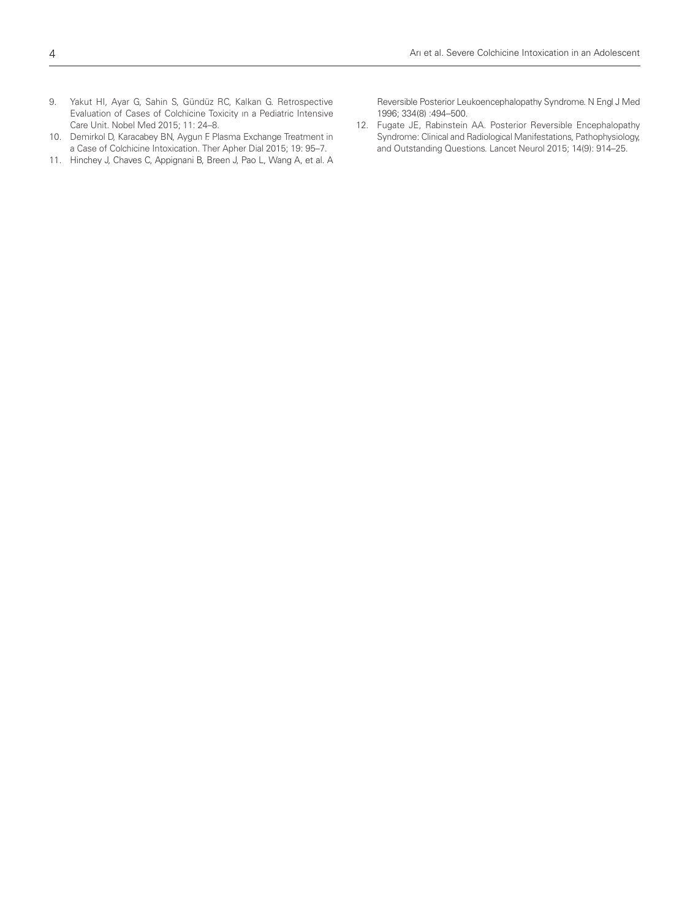9. Yakut HI, Ayar G, Sahin S, Gündüz RC, Kalkan G. Retrospective Evaluation of Cases of Colchicine Toxicity ın a Pediatric Intensive Care Unit. Nobel Med 2015; 11: 24–8.
10. Demirkol D, Karacabey BN, Aygun F. Plasma Exchange Treatment in a Case of Colchicine Intoxication. Ther Apher Dial 2015; 19: 95–7.
11. Hinchey J, Chaves C, Appignani B, Breen J, Pao L, Wang A, et al. A Reversible Posterior Leukoencephalopathy Syndrome. N Engl J Med 1996; 334(8) :494–500.
12. Fugate JE, Rabinstein AA. Posterior Reversible Encephalopathy Syndrome: Clinical and Radiological Manifestations, Pathophysiology, and Outstanding Questions. Lancet Neurol 2015; 14(9): 914–25.